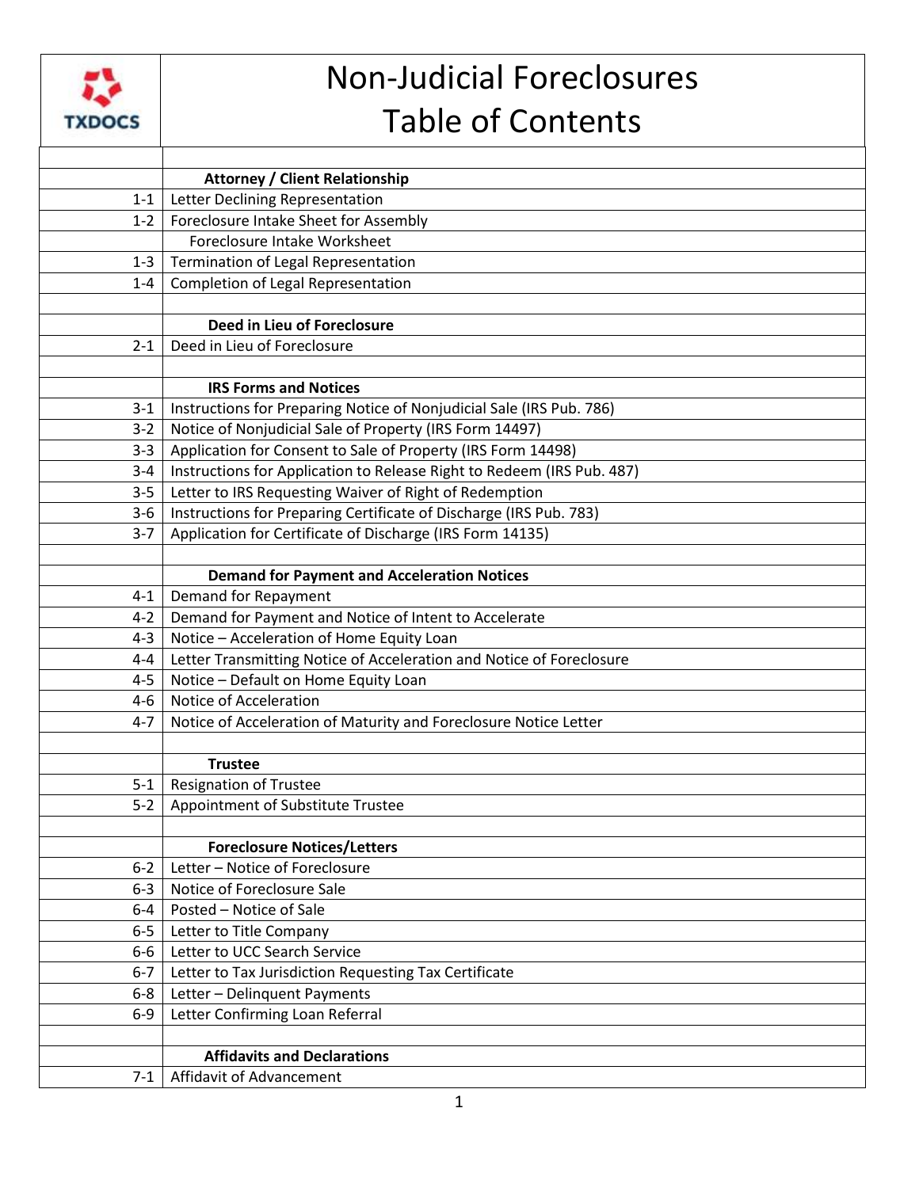TXDOCS

# Non-Judicial Foreclosures Table of Contents

| | |
|---|---|
| | **Attorney / Client Relationship** |
| 1-1 | Letter Declining Representation |
| 1-2 | Foreclosure Intake Sheet for Assembly |
| | Foreclosure Intake Worksheet |
| 1-3 | Termination of Legal Representation |
| 1-4 | Completion of Legal Representation |
| | |
| | **Deed in Lieu of Foreclosure** |
| 2-1 | Deed in Lieu of Foreclosure |
| | |
| | **IRS Forms and Notices** |
| 3-1 | Instructions for Preparing Notice of Nonjudicial Sale (IRS Pub. 786) |
| 3-2 | Notice of Nonjudicial Sale of Property (IRS Form 14497) |
| 3-3 | Application for Consent to Sale of Property (IRS Form 14498) |
| 3-4 | Instructions for Application to Release Right to Redeem (IRS Pub. 487) |
| 3-5 | Letter to IRS Requesting Waiver of Right of Redemption |
| 3-6 | Instructions for Preparing Certificate of Discharge (IRS Pub. 783) |
| 3-7 | Application for Certificate of Discharge (IRS Form 14135) |
| | |
| | **Demand for Payment and Acceleration Notices** |
| 4-1 | Demand for Repayment |
| 4-2 | Demand for Payment and Notice of Intent to Accelerate |
| 4-3 | Notice – Acceleration of Home Equity Loan |
| 4-4 | Letter Transmitting Notice of Acceleration and Notice of Foreclosure |
| 4-5 | Notice – Default on Home Equity Loan |
| 4-6 | Notice of Acceleration |
| 4-7 | Notice of Acceleration of Maturity and Foreclosure Notice Letter |
| | |
| | **Trustee** |
| 5-1 | Resignation of Trustee |
| 5-2 | Appointment of Substitute Trustee |
| | |
| | **Foreclosure Notices/Letters** |
| 6-2 | Letter – Notice of Foreclosure |
| 6-3 | Notice of Foreclosure Sale |
| 6-4 | Posted – Notice of Sale |
| 6-5 | Letter to Title Company |
| 6-6 | Letter to UCC Search Service |
| 6-7 | Letter to Tax Jurisdiction Requesting Tax Certificate |
| 6-8 | Letter – Delinquent Payments |
| 6-9 | Letter Confirming Loan Referral |
| | |
| | **Affidavits and Declarations** |
| 7-1 | Affidavit of Advancement |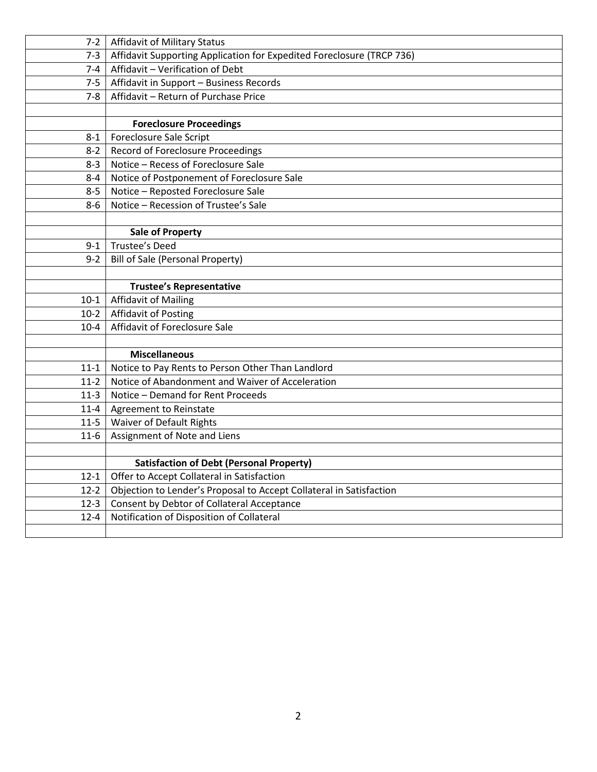| | |
|---|---|
| 7-2 | Affidavit of Military Status |
| 7-3 | Affidavit Supporting Application for Expedited Foreclosure (TRCP 736) |
| 7-4 | Affidavit – Verification of Debt |
| 7-5 | Affidavit in Support – Business Records |
| 7-8 | Affidavit – Return of Purchase Price |
| | |
| | **Foreclosure Proceedings** |
| 8-1 | Foreclosure Sale Script |
| 8-2 | Record of Foreclosure Proceedings |
| 8-3 | Notice – Recess of Foreclosure Sale |
| 8-4 | Notice of Postponement of Foreclosure Sale |
| 8-5 | Notice – Reposted Foreclosure Sale |
| 8-6 | Notice – Recession of Trustee's Sale |
| | |
| | **Sale of Property** |
| 9-1 | Trustee's Deed |
| 9-2 | Bill of Sale (Personal Property) |
| | |
| | **Trustee's Representative** |
| 10-1 | Affidavit of Mailing |
| 10-2 | Affidavit of Posting |
| 10-4 | Affidavit of Foreclosure Sale |
| | |
| | **Miscellaneous** |
| 11-1 | Notice to Pay Rents to Person Other Than Landlord |
| 11-2 | Notice of Abandonment and Waiver of Acceleration |
| 11-3 | Notice – Demand for Rent Proceeds |
| 11-4 | Agreement to Reinstate |
| 11-5 | Waiver of Default Rights |
| 11-6 | Assignment of Note and Liens |
| | |
| | **Satisfaction of Debt (Personal Property)** |
| 12-1 | Offer to Accept Collateral in Satisfaction |
| 12-2 | Objection to Lender's Proposal to Accept Collateral in Satisfaction |
| 12-3 | Consent by Debtor of Collateral Acceptance |
| 12-4 | Notification of Disposition of Collateral |
| | |